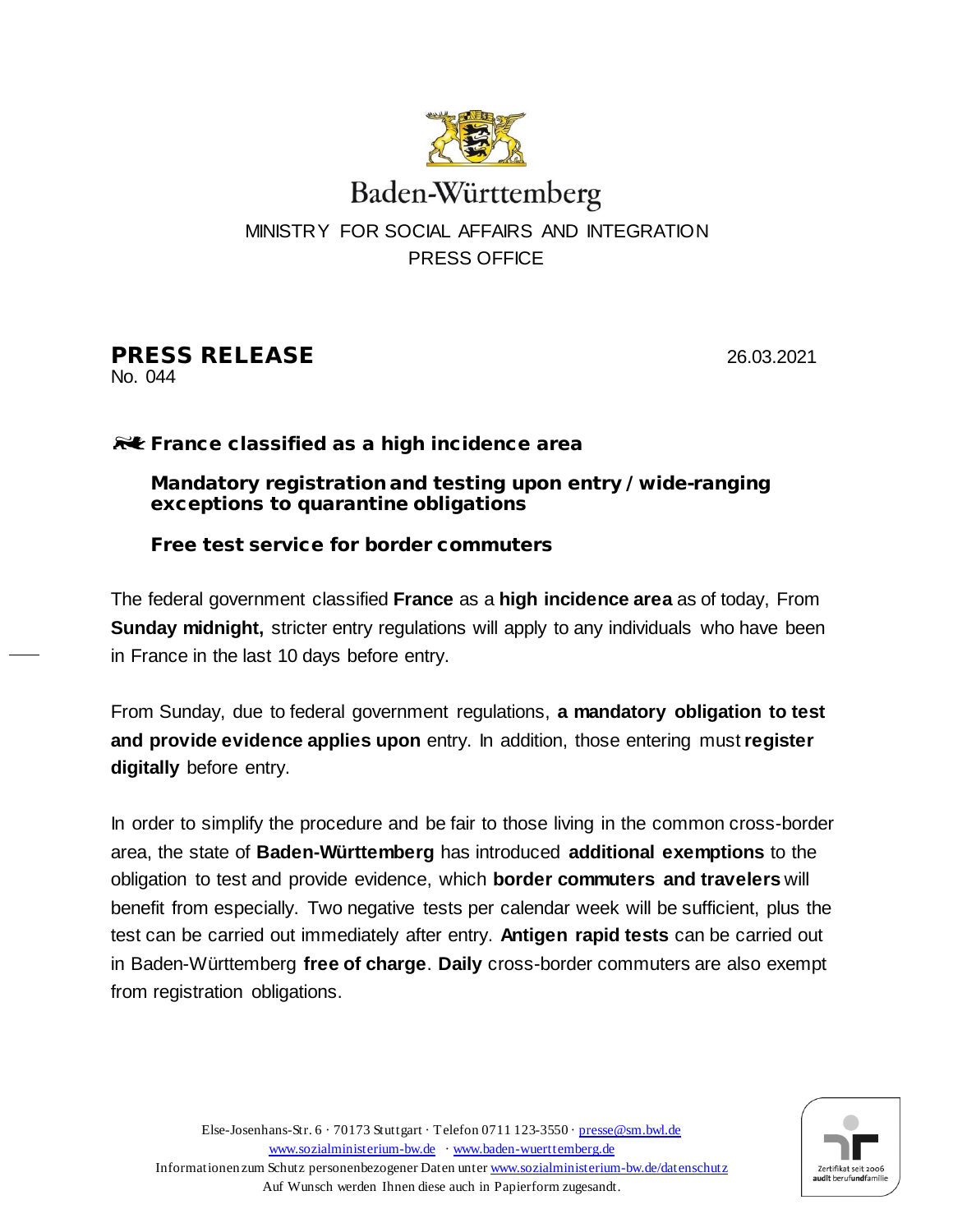Baden-Württemberg

MINISTRY FOR SOCIAL AFFAIRS AND INTEGRATION
PRESS OFFICE

# PRESS RELEASE

No. 044

26.03.2021

## France classified as a high incidence area

### Mandatory registration and testing upon entry / wide-ranging exceptions to quarantine obligations

### Free test service for border commuters

The federal government classified **France** as a **high incidence area** as of today, From **Sunday midnight,** stricter entry regulations will apply to any individuals who have been in France in the last 10 days before entry.

From Sunday, due to federal government regulations, **a mandatory obligation to test and provide evidence applies upon** entry. In addition, those entering must **register digitally** before entry.

In order to simplify the procedure and be fair to those living in the common cross-border area, the state of **Baden-Württemberg** has introduced **additional exemptions** to the obligation to test and provide evidence, which **border commuters and travelers** will benefit from especially. Two negative tests per calendar week will be sufficient, plus the test can be carried out immediately after entry. **Antigen rapid tests** can be carried out in Baden-Württemberg **free of charge**. **Daily** cross-border commuters are also exempt from registration obligations.

Else-Josenhans-Str. 6 · 70173 Stuttgart · Telefon 0711 123-3550 · presse@sm.bwl.de
www.sozialministerium-bw.de · www.baden-wuerttemberg.de
Informationen zum Schutz personenbezogener Daten unter www.sozialministerium-bw.de/datenschutz
Auf Wunsch werden Ihnen diese auch in Papierform zugesandt.

Zertifikat seit 2006 audit berufundfamilie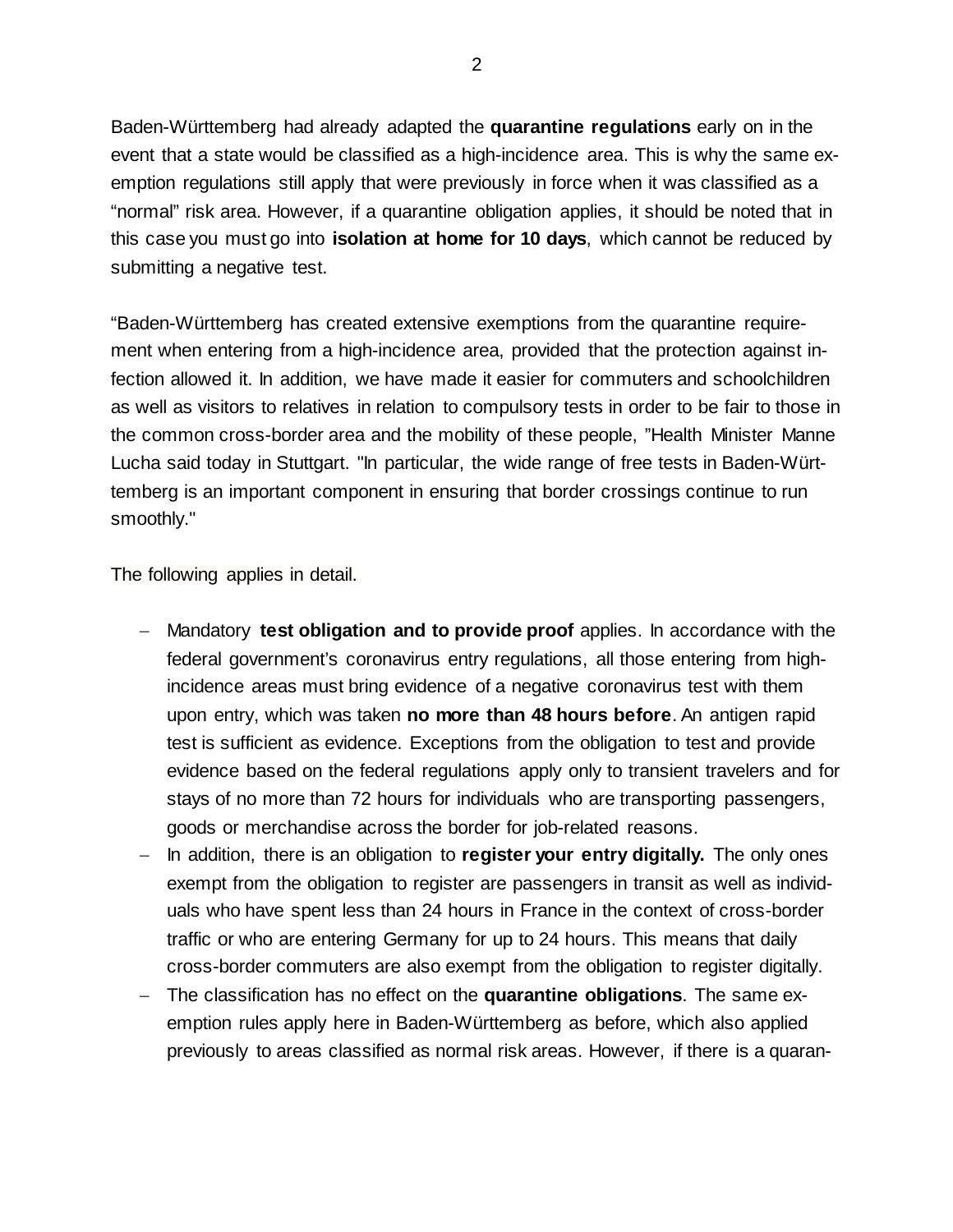Baden-Württemberg had already adapted the **quarantine regulations** early on in the event that a state would be classified as a high-incidence area. This is why the same exemption regulations still apply that were previously in force when it was classified as a "normal" risk area. However, if a quarantine obligation applies, it should be noted that in this case you must go into **isolation at home for 10 days**, which cannot be reduced by submitting a negative test.

"Baden-Württemberg has created extensive exemptions from the quarantine requirement when entering from a high-incidence area, provided that the protection against infection allowed it. In addition, we have made it easier for commuters and schoolchildren as well as visitors to relatives in relation to compulsory tests in order to be fair to those in the common cross-border area and the mobility of these people, "Health Minister Manne Lucha said today in Stuttgart. "In particular, the wide range of free tests in Baden-Württemberg is an important component in ensuring that border crossings continue to run smoothly."

The following applies in detail.

- Mandatory **test obligation and to provide proof** applies. In accordance with the federal government's coronavirus entry regulations, all those entering from high-incidence areas must bring evidence of a negative coronavirus test with them upon entry, which was taken **no more than 48 hours before**. An antigen rapid test is sufficient as evidence. Exceptions from the obligation to test and provide evidence based on the federal regulations apply only to transient travelers and for stays of no more than 72 hours for individuals who are transporting passengers, goods or merchandise across the border for job-related reasons.
- In addition, there is an obligation to **register your entry digitally.** The only ones exempt from the obligation to register are passengers in transit as well as individuals who have spent less than 24 hours in France in the context of cross-border traffic or who are entering Germany for up to 24 hours. This means that daily cross-border commuters are also exempt from the obligation to register digitally.
- The classification has no effect on the **quarantine obligations**. The same exemption rules apply here in Baden-Württemberg as before, which also applied previously to areas classified as normal risk areas. However, if there is a quaran-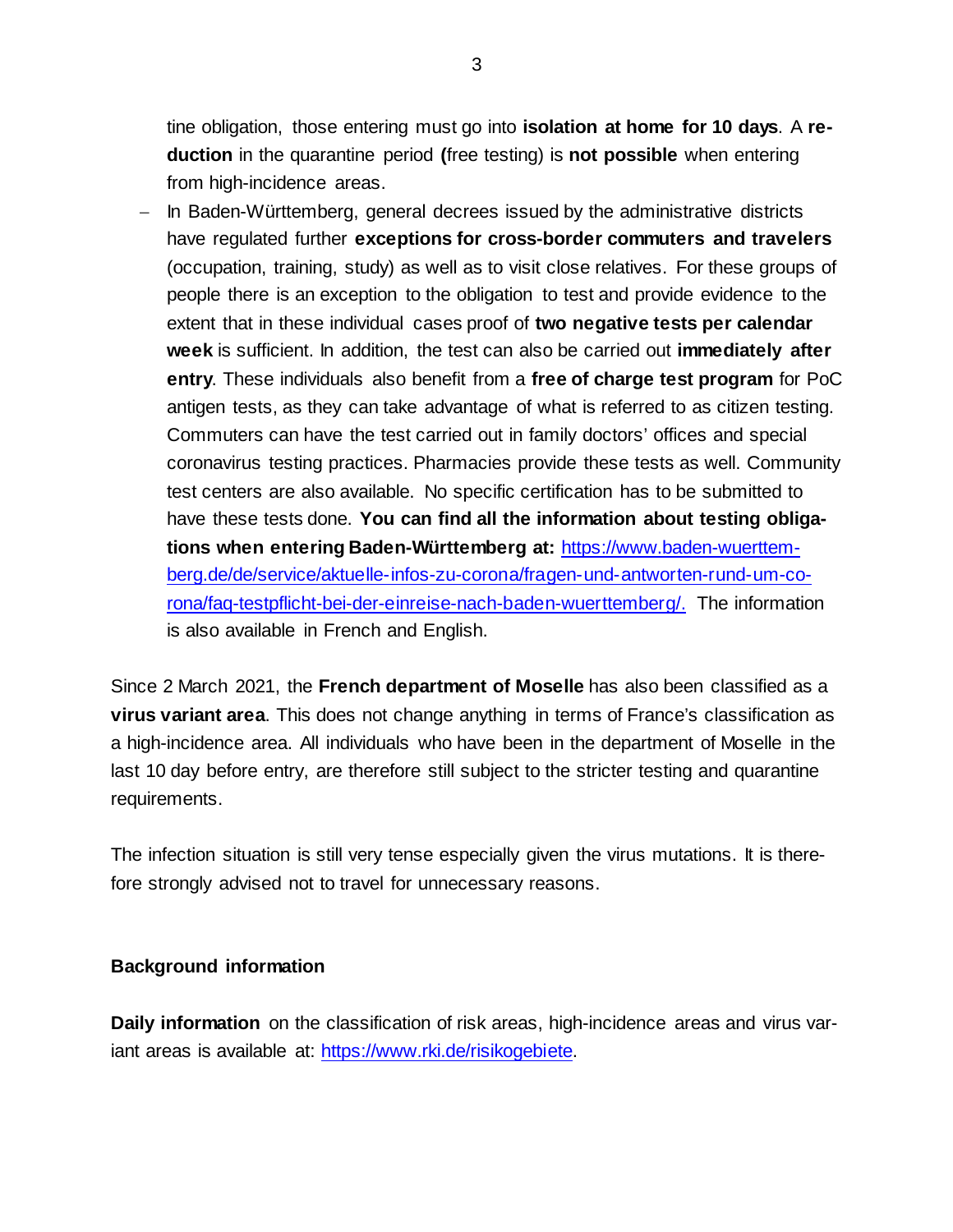tine obligation, those entering must go into **isolation at home for 10 days**. A **reduction** in the quarantine period **(**free testing) is **not possible** when entering from high-incidence areas.

- In Baden-Württemberg, general decrees issued by the administrative districts have regulated further **exceptions for cross-border commuters and travelers** (occupation, training, study) as well as to visit close relatives. For these groups of people there is an exception to the obligation to test and provide evidence to the extent that in these individual cases proof of **two negative tests per calendar week** is sufficient. In addition, the test can also be carried out **immediately after entry**. These individuals also benefit from a **free of charge test program** for PoC antigen tests, as they can take advantage of what is referred to as citizen testing. Commuters can have the test carried out in family doctors' offices and special coronavirus testing practices. Pharmacies provide these tests as well. Community test centers are also available. No specific certification has to be submitted to have these tests done. **You can find all the information about testing obligations when entering Baden-Württemberg at:** [https://www.baden-wuerttemberg.de/de/service/aktuelle-infos-zu-corona/fragen-und-antworten-rund-um-corona/faq-testpflicht-bei-der-einreise-nach-baden-wuerttemberg/.](https://www.baden-wuerttemberg.de/de/service/aktuelle-infos-zu-corona/fragen-und-antworten-rund-um-corona/faq-testpflicht-bei-der-einreise-nach-baden-wuerttemberg/) The information is also available in French and English.

Since 2 March 2021, the **French department of Moselle** has also been classified as a **virus variant area**. This does not change anything in terms of France's classification as a high-incidence area. All individuals who have been in the department of Moselle in the last 10 day before entry, are therefore still subject to the stricter testing and quarantine requirements.

The infection situation is still very tense especially given the virus mutations. It is therefore strongly advised not to travel for unnecessary reasons.

**Background information**

**Daily information** on the classification of risk areas, high-incidence areas and virus variant areas is available at: [https://www.rki.de/risikogebiete](https://www.rki.de/risikogebiete).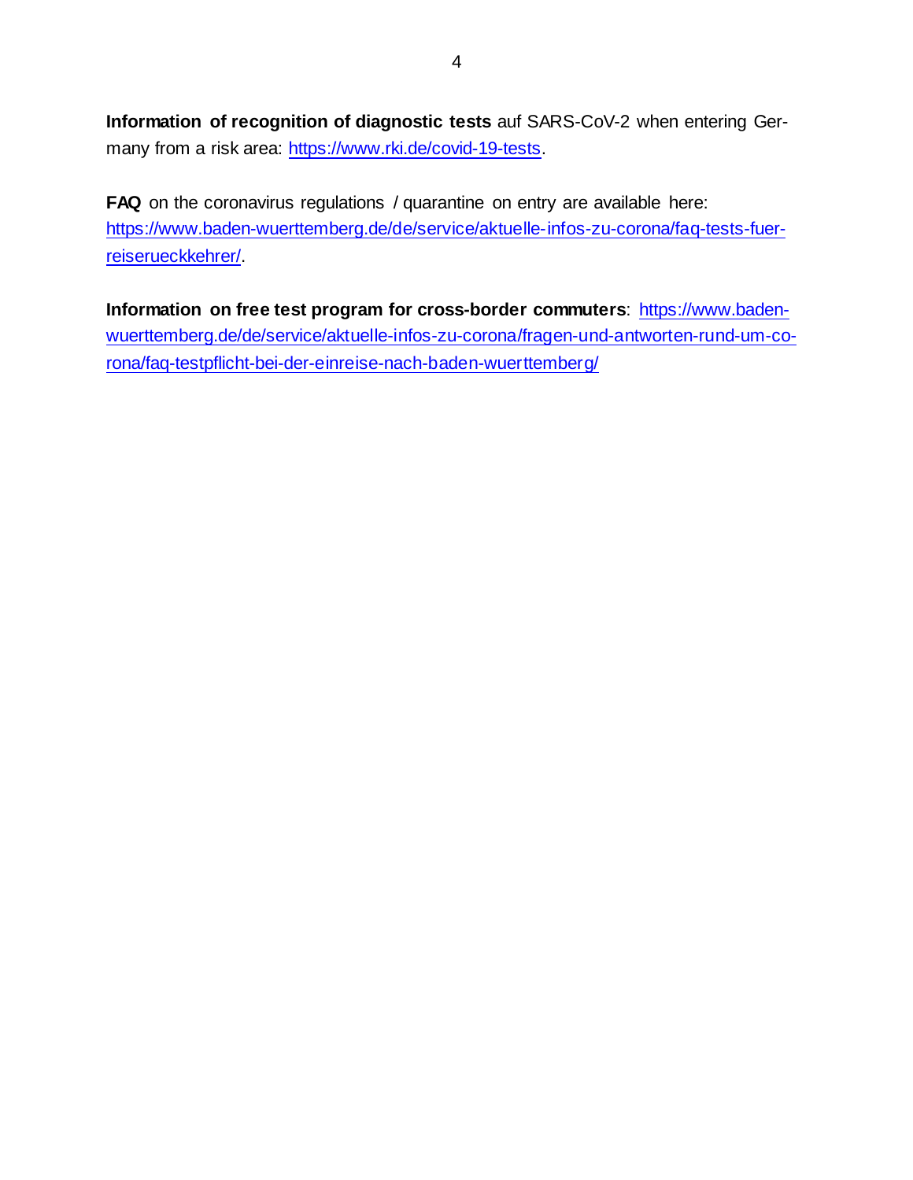**Information of recognition of diagnostic tests** auf SARS-CoV-2 when entering Germany from a risk area: https://www.rki.de/covid-19-tests.

**FAQ** on the coronavirus regulations / quarantine on entry are available here: https://www.baden-wuerttemberg.de/de/service/aktuelle-infos-zu-corona/faq-tests-fuer-reiserueckkehrer/.

**Information on free test program for cross-border commuters**: https://www.baden-wuerttemberg.de/de/service/aktuelle-infos-zu-corona/fragen-und-antworten-rund-um-corona/faq-testpflicht-bei-der-einreise-nach-baden-wuerttemberg/